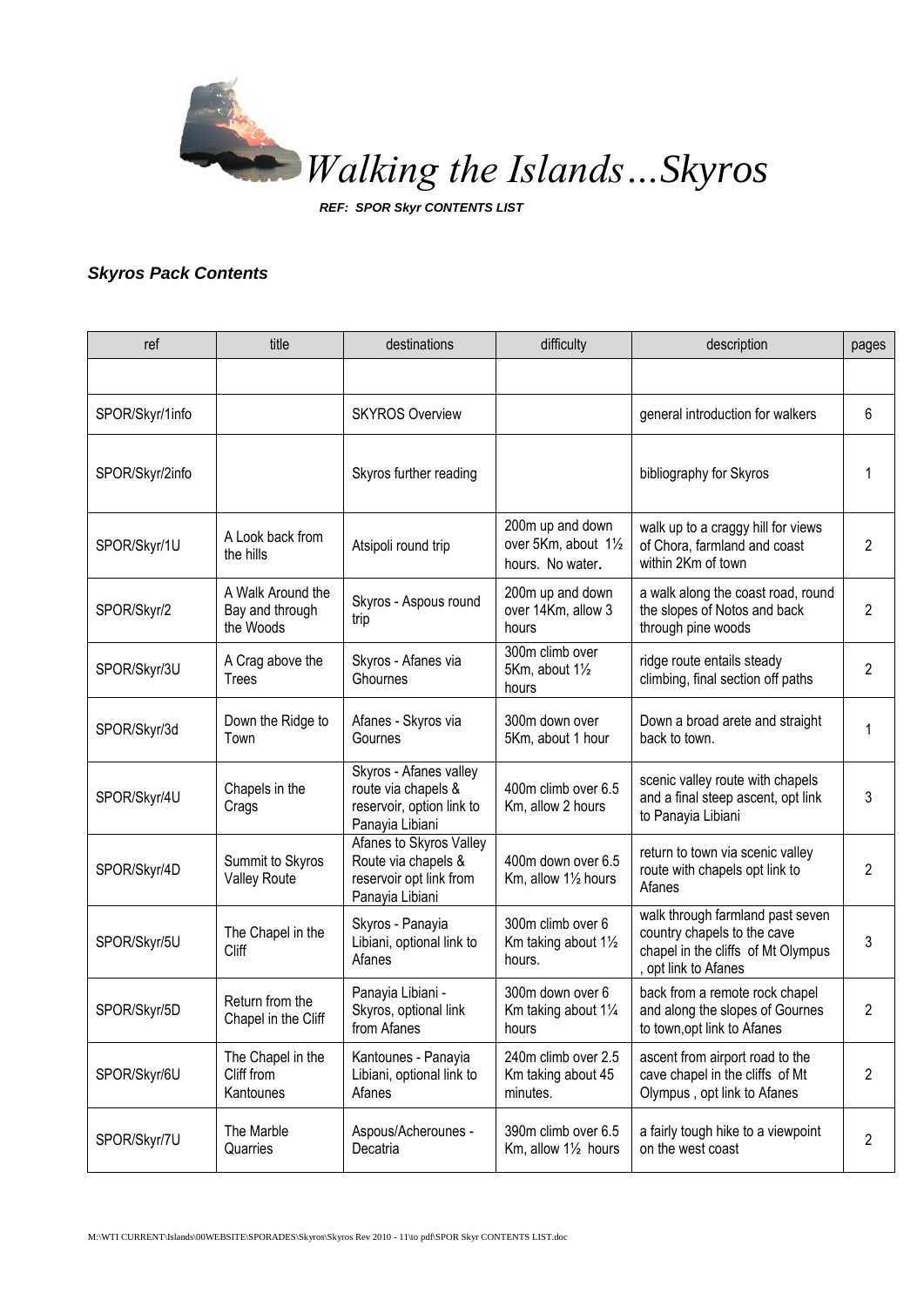# *Walking the Islands…Skyros*

***REF: SPOR Skyr CONTENTS LIST***

## *Skyros Pack Contents*

| ref | title | destinations | difficulty | description | pages |
|---|---|---|---|---|---|
| | | | | | |
| SPOR/Skyr/1info | | SKYROS Overview | | general introduction for walkers | 6 |
| SPOR/Skyr/2info | | Skyros further reading | | bibliography for Skyros | 1 |
| SPOR/Skyr/1U | A Look back from the hills | Atsipoli round trip | 200m up and down over 5Km, about 1½ hours. No water. | walk up to a craggy hill for views of Chora, farmland and coast within 2Km of town | 2 |
| SPOR/Skyr/2 | A Walk Around the Bay and through the Woods | Skyros - Aspous round trip | 200m up and down over 14Km, allow 3 hours | a walk along the coast road, round the slopes of Notos and back through pine woods | 2 |
| SPOR/Skyr/3U | A Crag above the Trees | Skyros - Afanes via Ghournes | 300m climb over 5Km, about 1½ hours | ridge route entails steady climbing, final section off paths | 2 |
| SPOR/Skyr/3d | Down the Ridge to Town | Afanes - Skyros via Gournes | 300m down over 5Km, about 1 hour | Down a broad arete and straight back to town. | 1 |
| SPOR/Skyr/4U | Chapels in the Crags | Skyros - Afanes valley route via chapels & reservoir, option link to Panayia Libiani | 400m climb over 6.5 Km, allow 2 hours | scenic valley route with chapels and a final steep ascent, opt link to Panayia Libiani | 3 |
| SPOR/Skyr/4D | Summit to Skyros Valley Route | Afanes to Skyros Valley Route via chapels & reservoir opt link from Panayia Libiani | 400m down over 6.5 Km, allow 1½ hours | return to town via scenic valley route with chapels opt link to Afanes | 2 |
| SPOR/Skyr/5U | The Chapel in the Cliff | Skyros - Panayia Libiani, optional link to Afanes | 300m climb over 6 Km taking about 1½ hours. | walk through farmland past seven country chapels to the cave chapel in the cliffs of Mt Olympus , opt link to Afanes | 3 |
| SPOR/Skyr/5D | Return from the Chapel in the Cliff | Panayia Libiani - Skyros, optional link from Afanes | 300m down over 6 Km taking about 1¼ hours | back from a remote rock chapel and along the slopes of Gournes to town,opt link to Afanes | 2 |
| SPOR/Skyr/6U | The Chapel in the Cliff from Kantounes | Kantounes - Panayia Libiani, optional link to Afanes | 240m climb over 2.5 Km taking about 45 minutes. | ascent from airport road to the cave chapel in the cliffs of Mt Olympus , opt link to Afanes | 2 |
| SPOR/Skyr/7U | The Marble Quarries | Aspous/Acherounes - Decatria | 390m climb over 6.5 Km, allow 1½ hours | a fairly tough hike to a viewpoint on the west coast | 2 |

M:\WTI CURRENT\Islands\00WEBSITE\SPORADES\Skyros\Skyros Rev 2010 - 11\to pdf\SPOR Skyr CONTENTS LIST.doc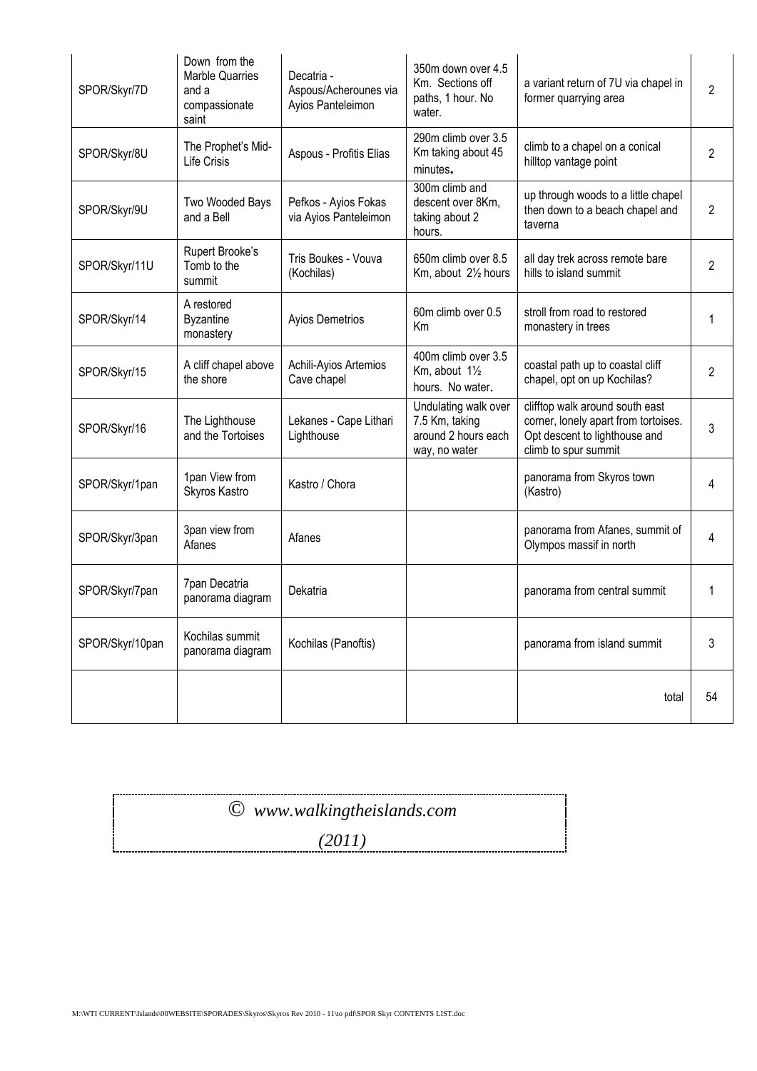| | | | | | |
|---|---|---|---|---|---|
| SPOR/Skyr/7D | Down from the Marble Quarries and a compassionate saint | Decatria - Aspous/Acherounes via Ayios Panteleimon | 350m down over 4.5 Km. Sections off paths, 1 hour. No water. | a variant return of 7U via chapel in former quarrying area | 2 |
| SPOR/Skyr/8U | The Prophet's Mid-Life Crisis | Aspous - Profitis Elias | 290m climb over 3.5 Km taking about 45 minutes. | climb to a chapel on a conical hilltop vantage point | 2 |
| SPOR/Skyr/9U | Two Wooded Bays and a Bell | Pefkos - Ayios Fokas via Ayios Panteleimon | 300m climb and descent over 8Km, taking about 2 hours. | up through woods to a little chapel then down to a beach chapel and taverna | 2 |
| SPOR/Skyr/11U | Rupert Brooke's Tomb to the summit | Tris Boukes - Vouva (Kochilas) | 650m climb over 8.5 Km, about 2½ hours | all day trek across remote bare hills to island summit | 2 |
| SPOR/Skyr/14 | A restored Byzantine monastery | Ayios Demetrios | 60m climb over 0.5 Km | stroll from road to restored monastery in trees | 1 |
| SPOR/Skyr/15 | A cliff chapel above the shore | Achili-Ayios Artemios Cave chapel | 400m climb over 3.5 Km, about 1½ hours. No water. | coastal path up to coastal cliff chapel, opt on up Kochilas? | 2 |
| SPOR/Skyr/16 | The Lighthouse and the Tortoises | Lekanes - Cape Lithari Lighthouse | Undulating walk over 7.5 Km, taking around 2 hours each way, no water | clifftop walk around south east corner, lonely apart from tortoises. Opt descent to lighthouse and climb to spur summit | 3 |
| SPOR/Skyr/1pan | 1pan View from Skyros Kastro | Kastro / Chora | | panorama from Skyros town (Kastro) | 4 |
| SPOR/Skyr/3pan | 3pan view from Afanes | Afanes | | panorama from Afanes, summit of Olympos massif in north | 4 |
| SPOR/Skyr/7pan | 7pan Decatria panorama diagram | Dekatria | | panorama from central summit | 1 |
| SPOR/Skyr/10pan | Kochilas summit panorama diagram | Kochilas (Panoftis) | | panorama from island summit | 3 |
| | | | | total | 54 |

© *www.walkingtheislands.com*

*(2011)*

M:\WTI CURRENT\Islands\00WEBSITE\SPORADES\Skyros\Skyros Rev 2010 - 11\to pdf\SPOR Skyr CONTENTS LIST.doc